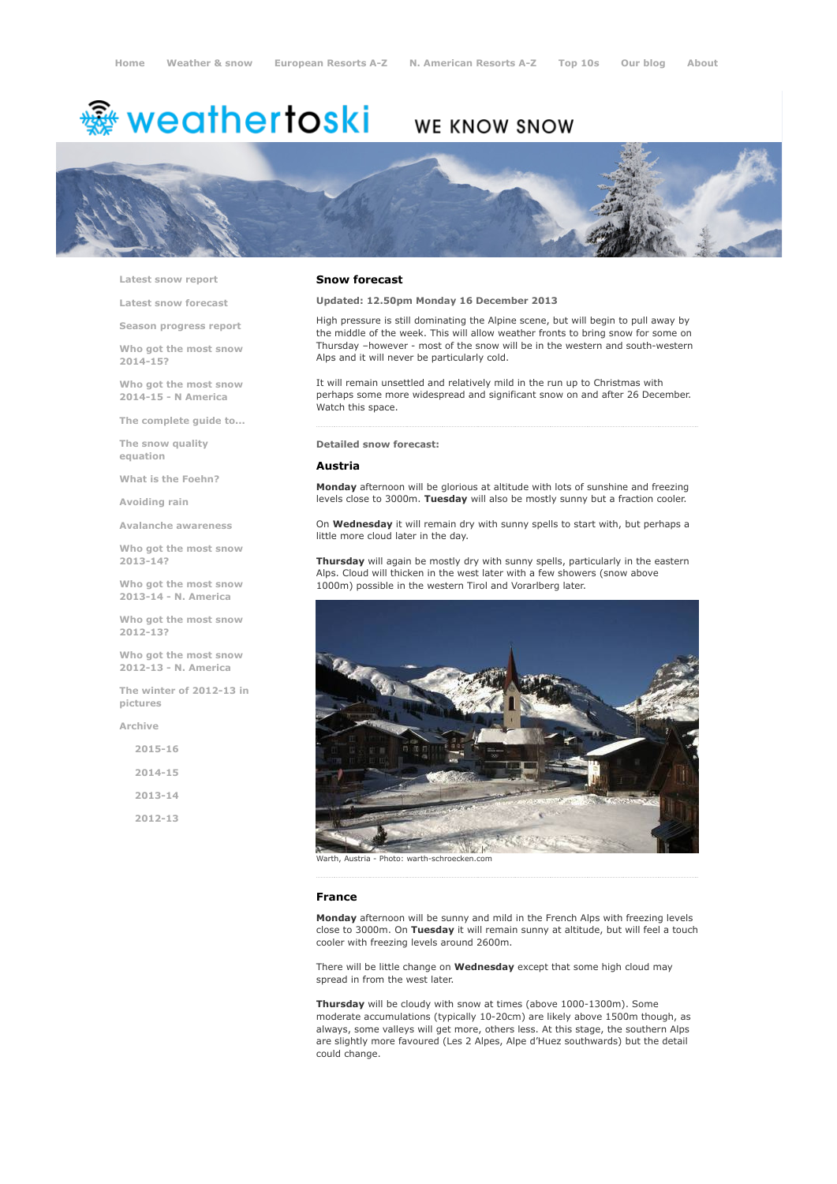Home Weather & snow European Resorts A-Z N. American Resorts A-Z Top 10s Our blog About

weathertoski WE KNOW SNOW

- Latest snow report
- Latest snow forecast
- Season progress report
- Who got the most snow 2014-15?
- Who got the most snow 2014-15 - N America
- The complete guide to...
- The snow quality equation
- What is the Foehn?
- Avoiding rain
- Avalanche awareness
- Who got the most snow 2013-14?
- Who got the most snow 2013-14 - N. America
- Who got the most snow 2012-13?
- Who got the most snow 2012-13 - N. America
- The winter of 2012-13 in pictures
- Archive
  - 2015-16
  - 2014-15
  - 2013-14
  - 2012-13

## Snow forecast

**Updated: 12.50pm Monday 16 December 2013**

High pressure is still dominating the Alpine scene, but will begin to pull away by the middle of the week. This will allow weather fronts to bring snow for some on Thursday –however - most of the snow will be in the western and south-western Alps and it will never be particularly cold.

It will remain unsettled and relatively mild in the run up to Christmas with perhaps some more widespread and significant snow on and after 26 December. Watch this space.

**Detailed snow forecast:**

### Austria

**Monday** afternoon will be glorious at altitude with lots of sunshine and freezing levels close to 3000m. **Tuesday** will also be mostly sunny but a fraction cooler.

On **Wednesday** it will remain dry with sunny spells to start with, but perhaps a little more cloud later in the day.

**Thursday** will again be mostly dry with sunny spells, particularly in the eastern Alps. Cloud will thicken in the west later with a few showers (snow above 1000m) possible in the western Tirol and Vorarlberg later.

Warth, Austria - Photo: warth-schroecken.com

### France

**Monday** afternoon will be sunny and mild in the French Alps with freezing levels close to 3000m. On **Tuesday** it will remain sunny at altitude, but will feel a touch cooler with freezing levels around 2600m.

There will be little change on **Wednesday** except that some high cloud may spread in from the west later.

**Thursday** will be cloudy with snow at times (above 1000-1300m). Some moderate accumulations (typically 10-20cm) are likely above 1500m though, as always, some valleys will get more, others less. At this stage, the southern Alps are slightly more favoured (Les 2 Alpes, Alpe d'Huez southwards) but the detail could change.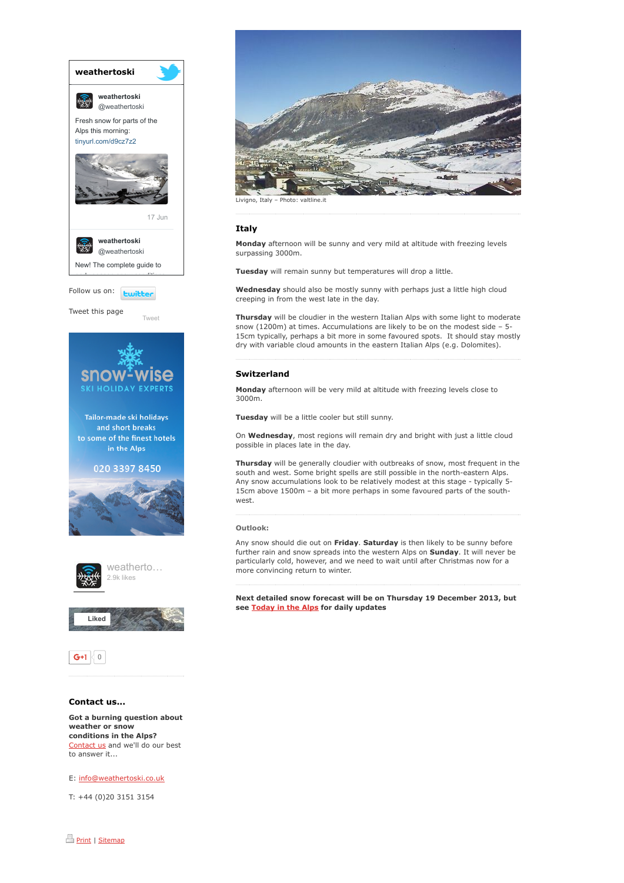Livigno, Italy – Photo: valtline.it

## Italy

**Monday** afternoon will be sunny and very mild at altitude with freezing levels surpassing 3000m.

**Tuesday** will remain sunny but temperatures will drop a little.

**Wednesday** should also be mostly sunny with perhaps just a little high cloud creeping in from the west late in the day.

**Thursday** will be cloudier in the western Italian Alps with some light to moderate snow (1200m) at times. Accumulations are likely to be on the modest side – 5-15cm typically, perhaps a bit more in some favoured spots. It should stay mostly dry with variable cloud amounts in the eastern Italian Alps (e.g. Dolomites).

## Switzerland

**Monday** afternoon will be very mild at altitude with freezing levels close to 3000m.

**Tuesday** will be a little cooler but still sunny.

On **Wednesday**, most regions will remain dry and bright with just a little cloud possible in places late in the day.

**Thursday** will be generally cloudier with outbreaks of snow, most frequent in the south and west. Some bright spells are still possible in the north-eastern Alps. Any snow accumulations look to be relatively modest at this stage - typically 5-15cm above 1500m – a bit more perhaps in some favoured parts of the south-west.

**Outlook:**

Any snow should die out on **Friday**. **Saturday** is then likely to be sunny before further rain and snow spreads into the western Alps on **Sunday**. It will never be particularly cold, however, and we need to wait until after Christmas now for a more convincing return to winter.

**Next detailed snow forecast will be on Thursday 19 December 2013, but see Today in the Alps for daily updates**

weathertoski

weathertoski @weathertoski

Fresh snow for parts of the Alps this morning: tinyurl.com/d9cz7z2

17 Jun

weathertoski @weathertoski

New! The complete guide to

Follow us on: twitter

Tweet this page

Tweet

snow-wise
SKI HOLIDAY EXPERTS

Tailor-made ski holidays and short breaks to some of the finest hotels in the Alps

020 3397 8450

weatherto...
2.9k likes

Liked

G+1 0

### Contact us...

**Got a burning question about weather or snow conditions in the Alps?**
Contact us and we'll do our best to answer it...

E: info@weathertoski.co.uk

T: +44 (0)20 3151 3154

Print | Sitemap